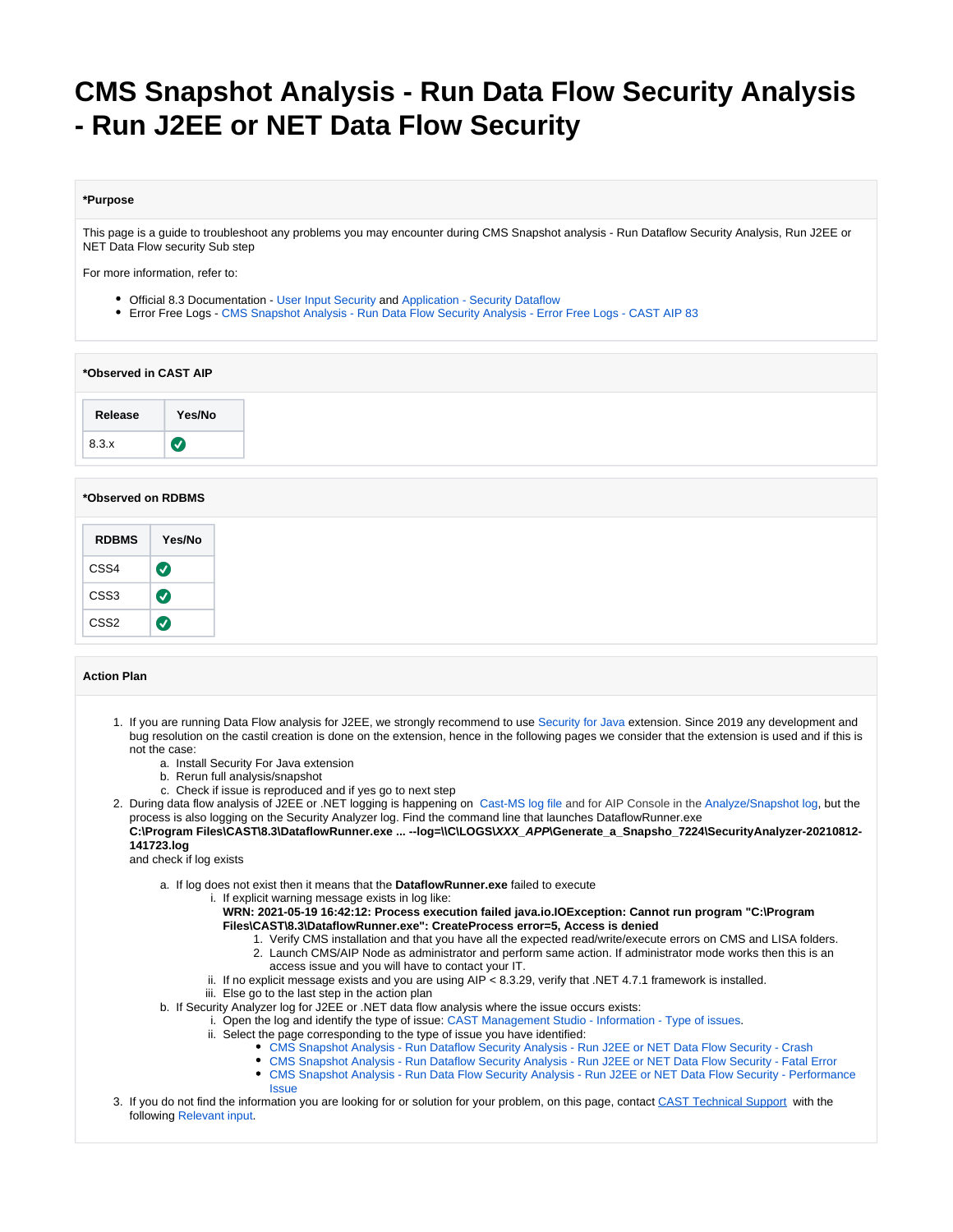# CMS Snapshot Analysis - Run Data Flow Security Analysis - Run J2EE or NET Data Flow Security

**\*Purpose**

This page is a guide to troubleshoot any problems you may encounter during CMS Snapshot analysis - Run Dataflow Security Analysis, Run J2EE or NET Data Flow security Sub step

For more information, refer to:

- Official 8.3 Documentation - User Input Security and Application - Security Dataflow
- Error Free Logs - CMS Snapshot Analysis - Run Data Flow Security Analysis - Error Free Logs - CAST AIP 83

**\*Observed in CAST AIP**

| Release | Yes/No |
|---|---|
| 8.3.x | ✅ |

**\*Observed on RDBMS**

| RDBMS | Yes/No |
|---|---|
| CSS4 | ✅ |
| CSS3 | ✅ |
| CSS2 | ✅ |

**Action Plan**

1. If you are running Data Flow analysis for J2EE, we strongly recommend to use Security for Java extension. Since 2019 any development and bug resolution on the castil creation is done on the extension, hence in the following pages we consider that the extension is used and if this is not the case:
   a. Install Security For Java extension
   b. Rerun full analysis/snapshot
   c. Check if issue is reproduced and if yes go to next step
2. During data flow analysis of J2EE or .NET logging is happening on Cast-MS log file and for AIP Console in the Analyze/Snapshot log, but the process is also logging on the Security Analyzer log. Find the command line that launches DataflowRunner.exe
   **C:\Program Files\CAST\8.3\DataflowRunner.exe ... --log=\\C\LOGS\\*XXX_APP*\Generate_a_Snapsho_7224\SecurityAnalyzer-20210812-141723.log**
   and check if log exists
   a. If log does not exist then it means that the **DataflowRunner.exe** failed to execute
      i. If explicit warning message exists in log like:
         **WRN: 2021-05-19 16:42:12: Process execution failed java.io.IOException: Cannot run program "C:\Program Files\CAST\8.3\DataflowRunner.exe": CreateProcess error=5, Access is denied**
         1. Verify CMS installation and that you have all the expected read/write/execute errors on CMS and LISA folders.
         2. Launch CMS/AIP Node as administrator and perform same action. If administrator mode works then this is an access issue and you will have to contact your IT.
      ii. If no explicit message exists and you are using AIP < 8.3.29, verify that .NET 4.7.1 framework is installed.
      iii. Else go to the last step in the action plan
   b. If Security Analyzer log for J2EE or .NET data flow analysis where the issue occurs exists:
      i. Open the log and identify the type of issue: CAST Management Studio - Information - Type of issues.
      ii. Select the page corresponding to the type of issue you have identified:
         - CMS Snapshot Analysis - Run Dataflow Security Analysis - Run J2EE or NET Data Flow Security - Crash
         - CMS Snapshot Analysis - Run Dataflow Security Analysis - Run J2EE or NET Data Flow Security - Fatal Error
         - CMS Snapshot Analysis - Run Data Flow Security Analysis - Run J2EE or NET Data Flow Security - Performance Issue
3. If you do not find the information you are looking for or solution for your problem, on this page, contact CAST Technical Support with the following Relevant input.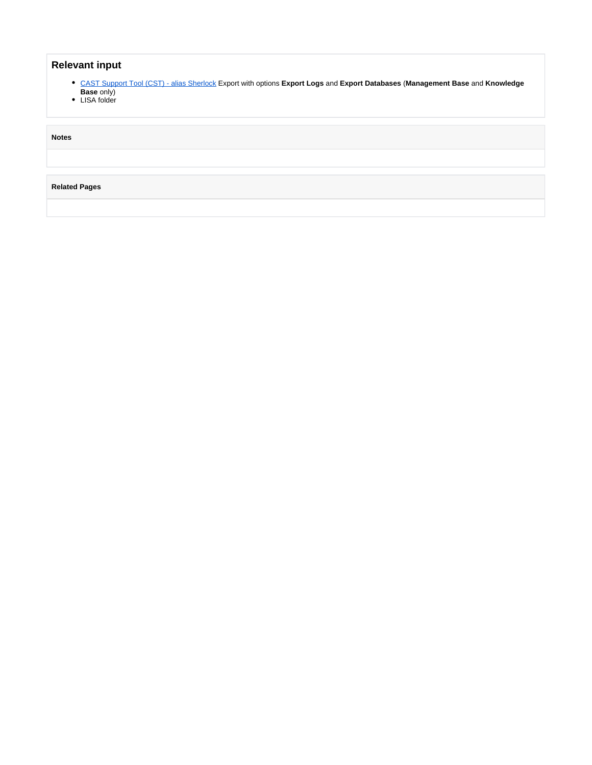## Relevant input

- CAST Support Tool (CST) - alias Sherlock Export with options **Export Logs** and **Export Databases** (**Management Base** and **Knowledge Base** only)
- LISA folder

**Notes**

**Related Pages**